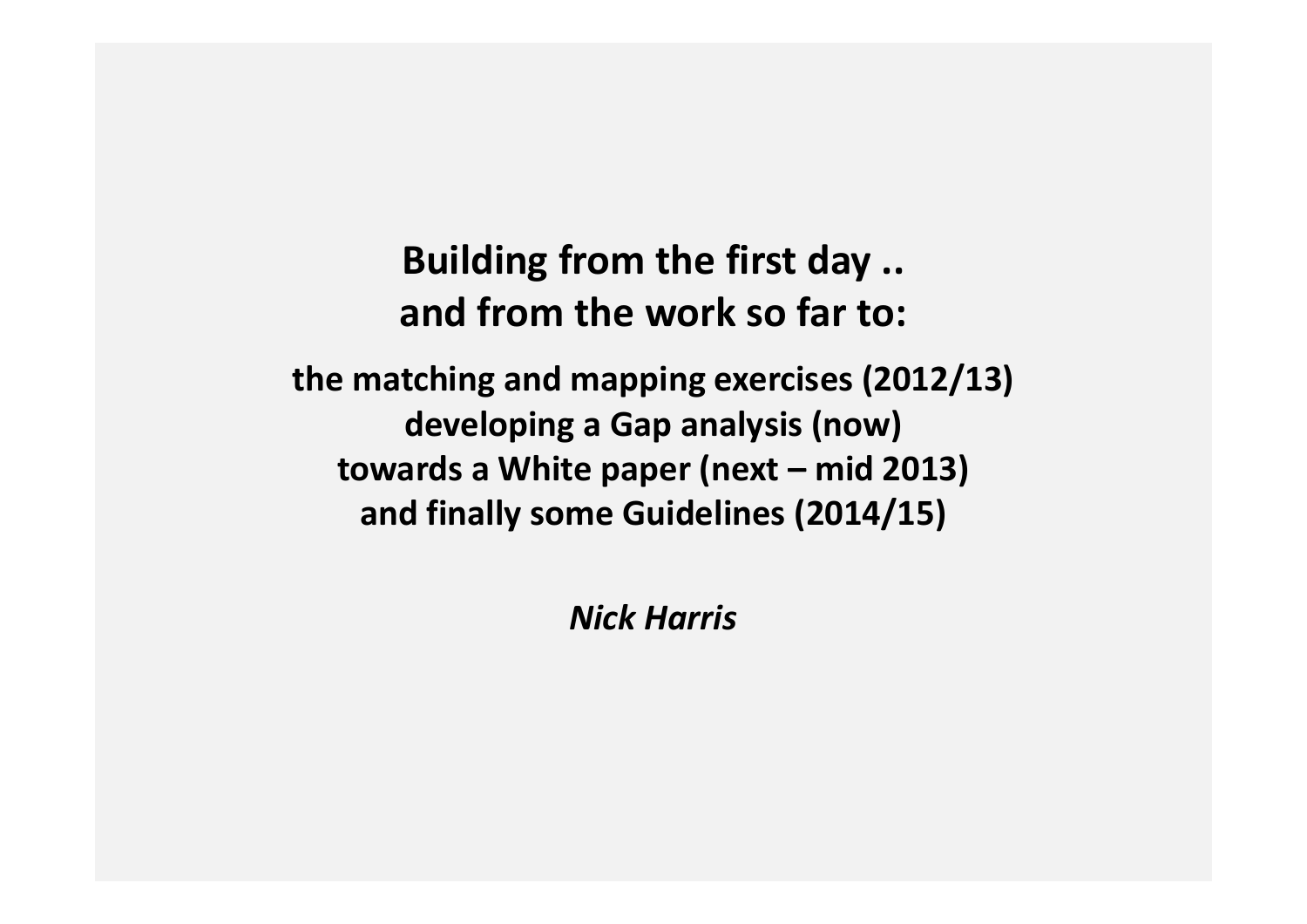# Building from the first day ..
# and from the work so far to:

**the matching and mapping exercises (2012/13)**
**developing a Gap analysis (now)**
**towards a White paper (next – mid 2013)**
**and finally some Guidelines (2014/15)**

***Nick Harris***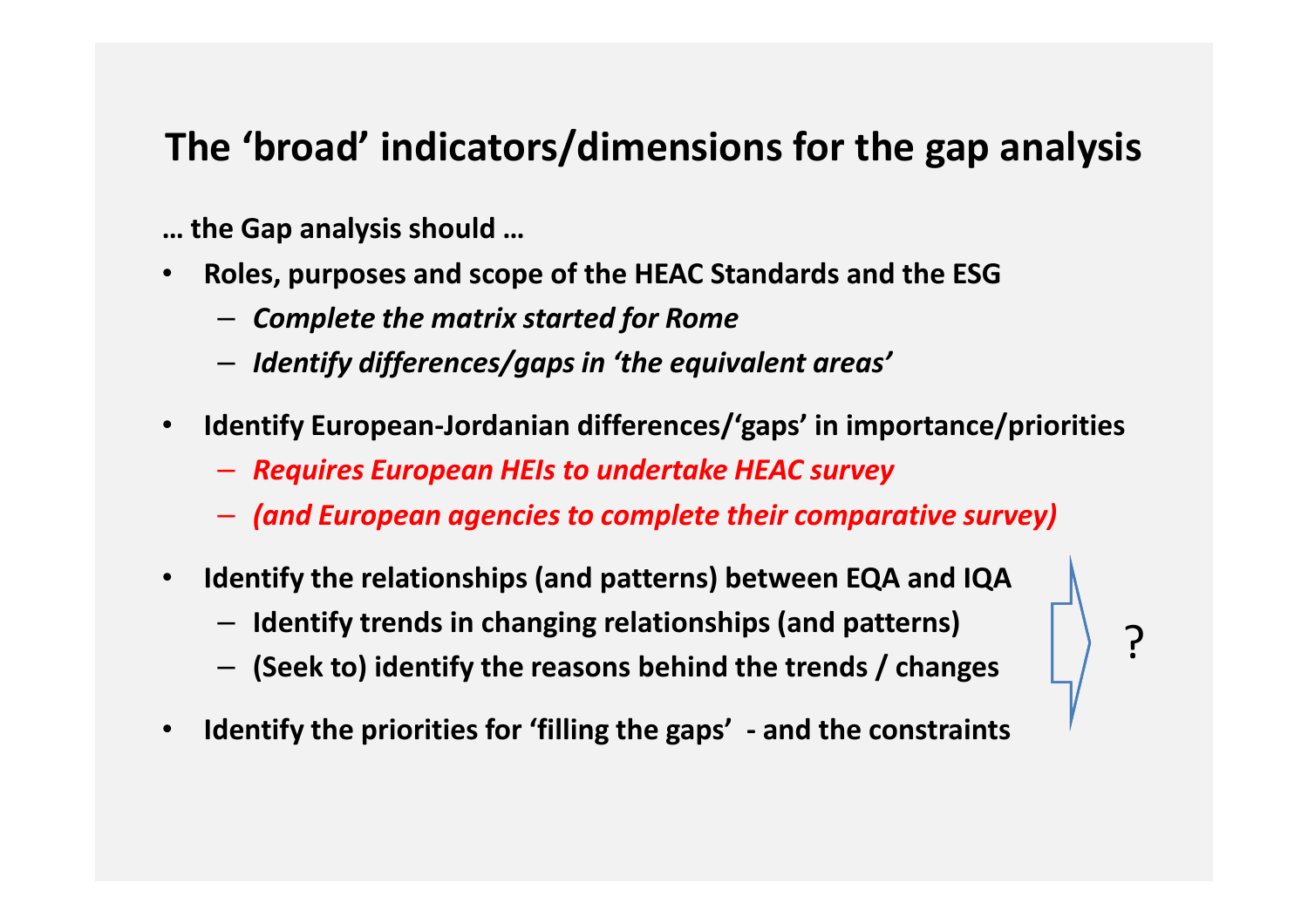# The 'broad' indicators/dimensions for the gap analysis

**… the Gap analysis should …**

- **Roles, purposes and scope of the HEAC Standards and the ESG**
  - ***Complete the matrix started for Rome***
  - ***Identify differences/gaps in 'the equivalent areas'***
- **Identify European-Jordanian differences/'gaps' in importance/priorities**
  - ***Requires European HEIs to undertake HEAC survey***
  - ***(and European agencies to complete their comparative survey)***
- **Identify the relationships (and patterns) between EQA and IQA**
  - **Identify trends in changing relationships (and patterns)**
  - **(Seek to) identify the reasons behind the trends / changes**
- **Identify the priorities for 'filling the gaps' - and the constraints**

?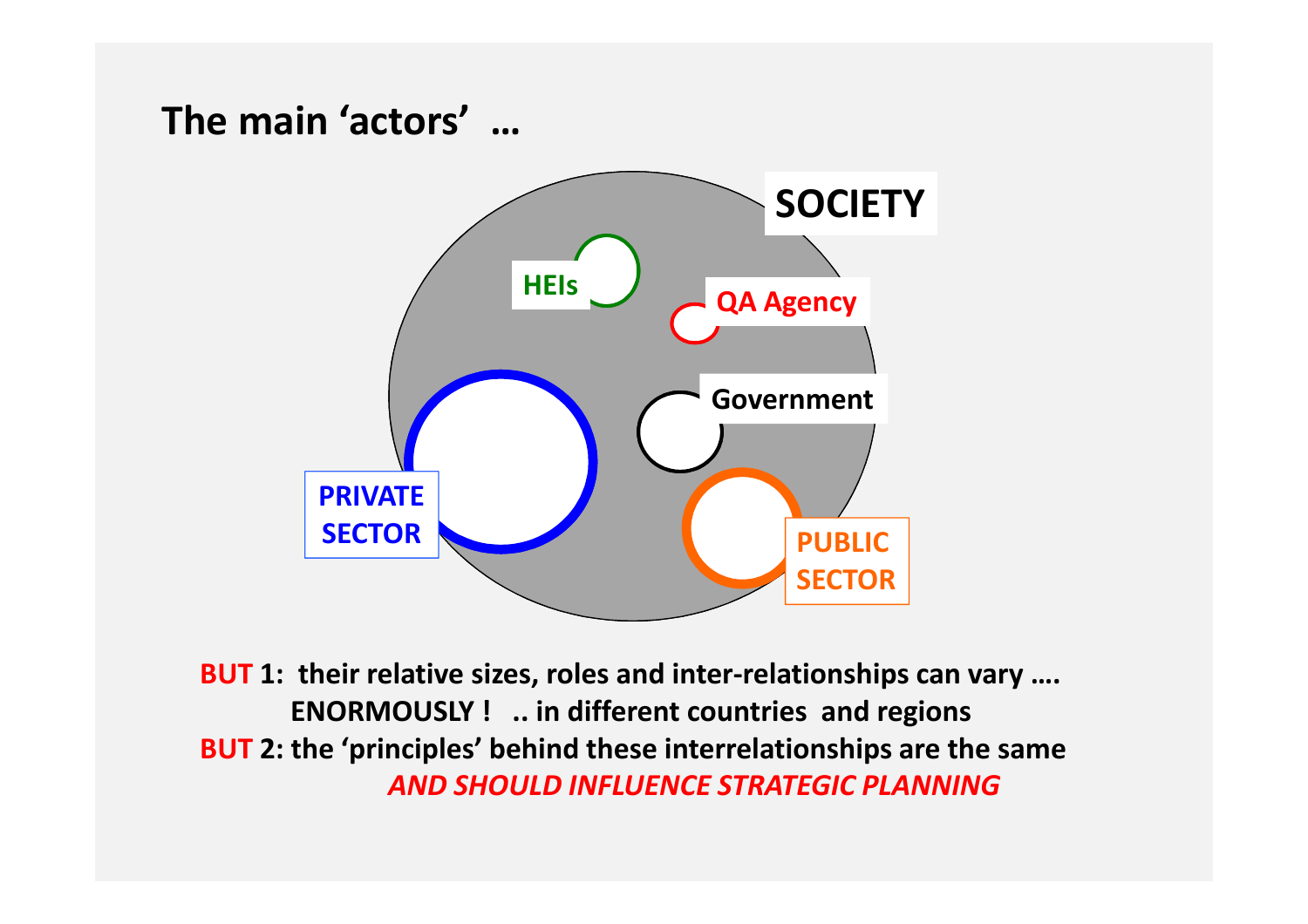## The main 'actors' …

SOCIETY

HEIs

QA Agency

Government

PRIVATE SECTOR

PUBLIC SECTOR

**BUT 1: their relative sizes, roles and inter-relationships can vary …. ENORMOUSLY ! .. in different countries and regions**

**BUT 2: the 'principles' behind these interrelationships are the same *AND SHOULD INFLUENCE STRATEGIC PLANNING***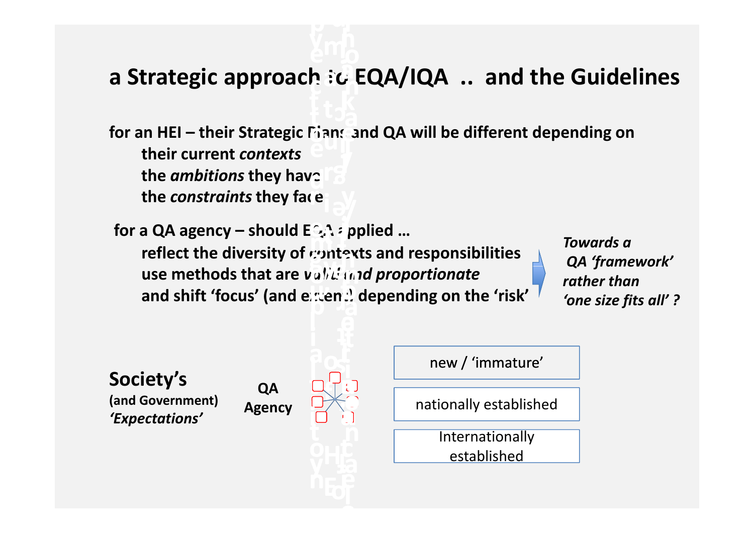# a Strategic approach to EQA/IQA .. and the Guidelines

**for an HEI – their Strategic Plans and QA will be different depending on**

- **their current *contexts***
- **the *ambitions* they have**
- **the *constraints* they face**

**for a QA agency – should EQA applied ...**

- **reflect the diversity of contexts and responsibilities**
- **use methods that are *valid and proportionate***
- **and shift 'focus' (and extent) depending on the 'risk'**

*Towards a QA 'framework' rather than 'one size fits all' ?*

**Society's**
**(and Government)**
***'Expectations'***

**QA Agency**

new / 'immature'

nationally established

Internationally established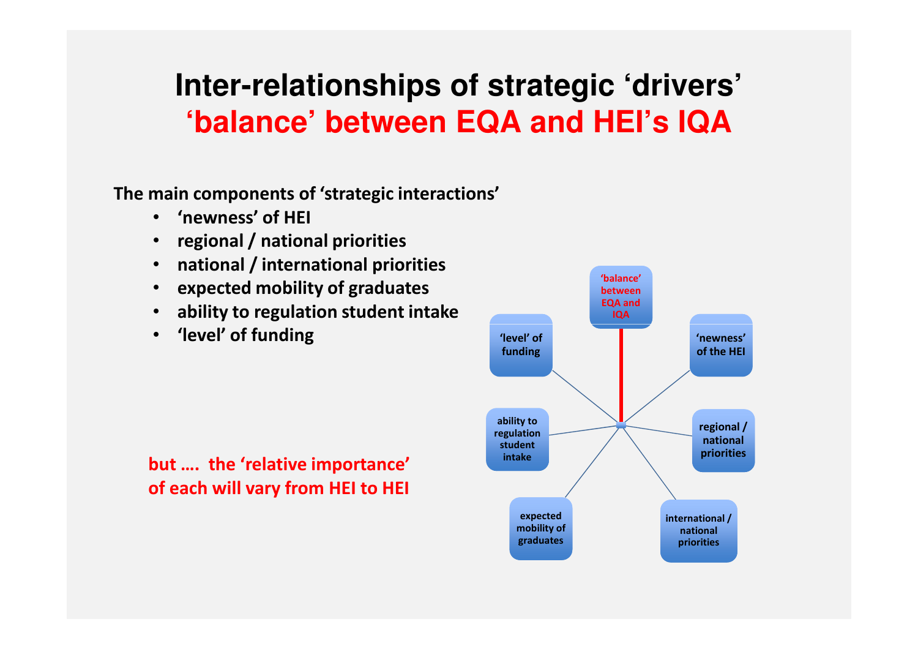# Inter-relationships of strategic 'drivers'

## 'balance' between EQA and HEI's IQA

**The main components of 'strategic interactions'**

- **'newness' of HEI**
- **regional / national priorities**
- **national / international priorities**
- **expected mobility of graduates**
- **ability to regulation student intake**
- **'level' of funding**

**but …. the 'relative importance' of each will vary from HEI to HEI**

'balance' between EQA and IQA

'level' of funding

'newness' of the HEI

ability to regulation student intake

regional / national priorities

expected mobility of graduates

international / national priorities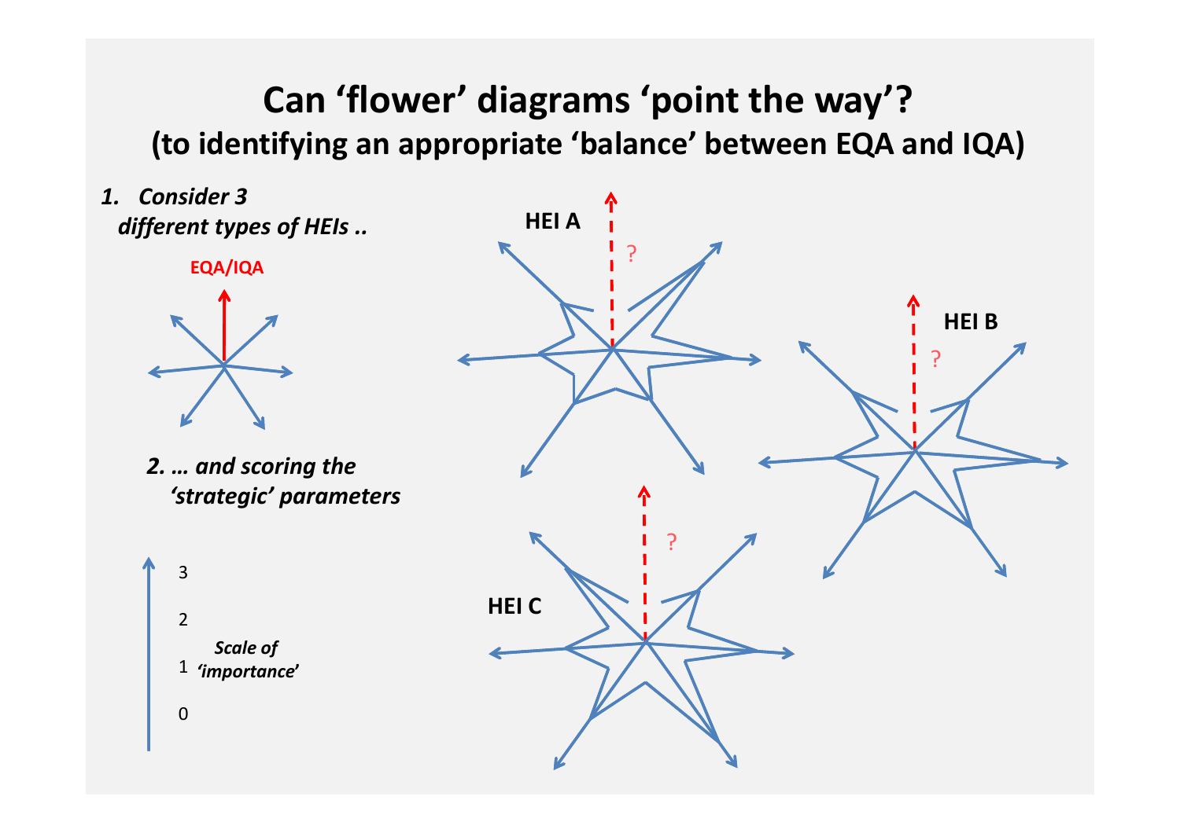# Can 'flower' diagrams 'point the way'?

## (to identifying an appropriate 'balance' between EQA and IQA)

1. ***Consider 3 different types of HEIs ..***

**EQA/IQA**

2. ***… and scoring the 'strategic' parameters***

3

2

1

0

***Scale of 'importance'***

**HEI A**

?

**HEI B**

?

**HEI C**

?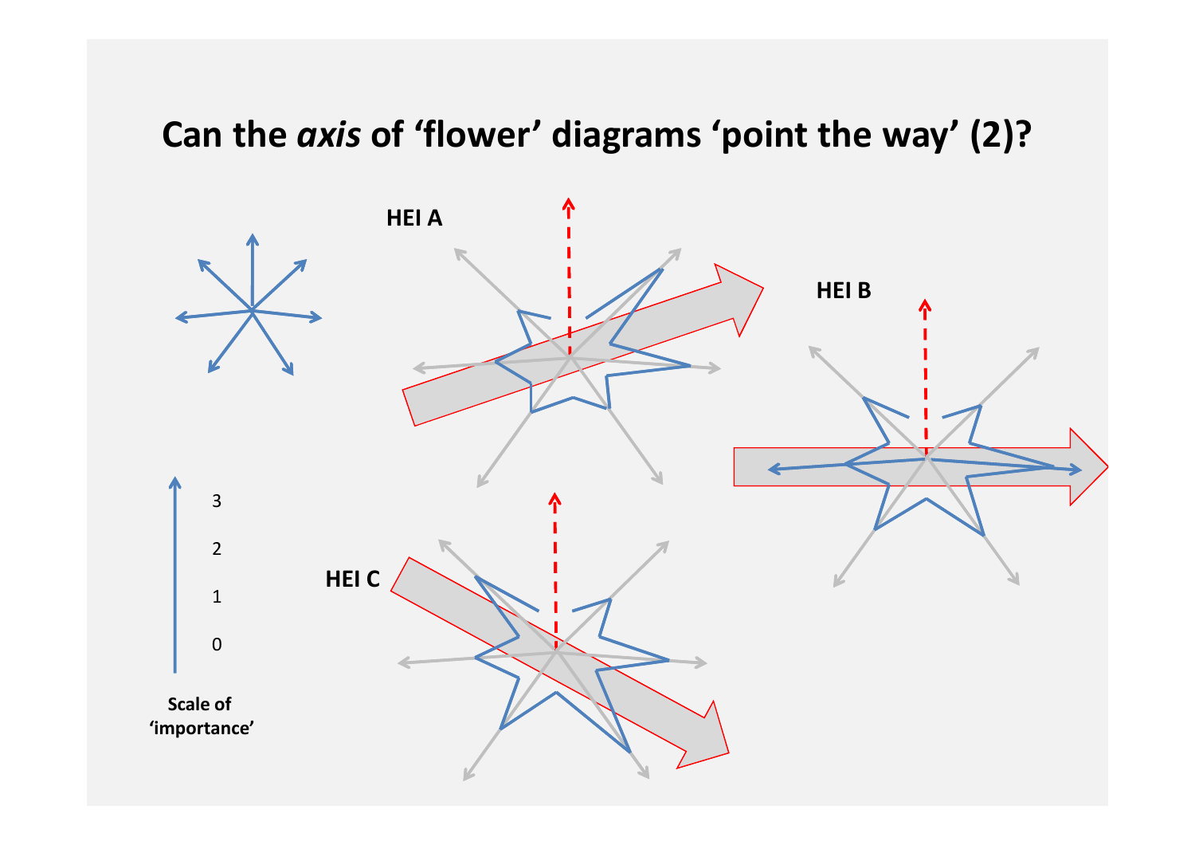# Can the *axis* of 'flower' diagrams 'point the way' (2)?

HEI A

HEI B

HEI C

3

2

1

0

Scale of 'importance'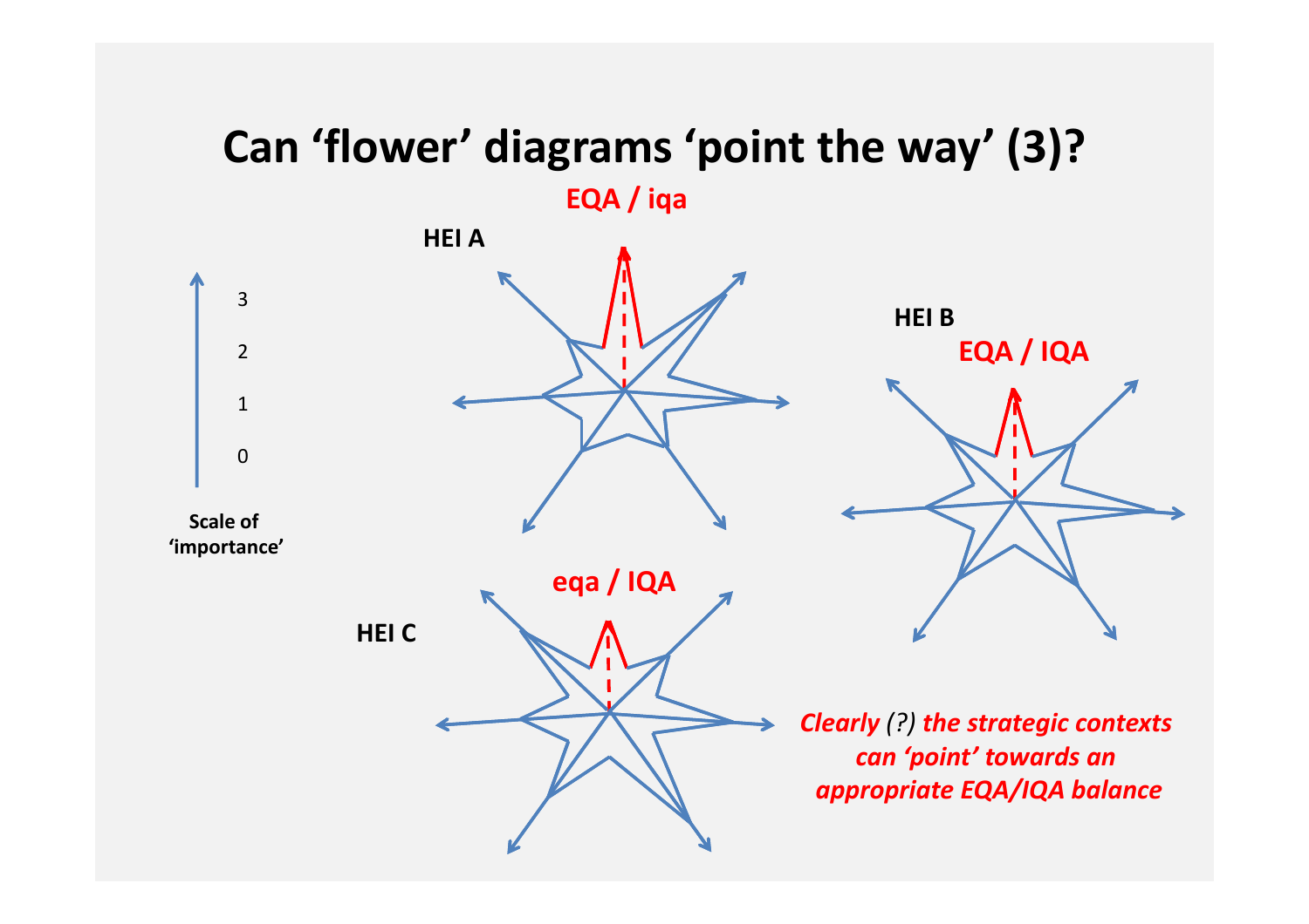# Can 'flower' diagrams 'point the way' (3)?

**EQA / iqa**

**HEI A**

**HEI B**

**EQA / IQA**

**HEI C**

**eqa / IQA**

3

2

1

0

**Scale of 'importance'**

***Clearly** (?) **the strategic contexts can 'point' towards an appropriate EQA/IQA balance***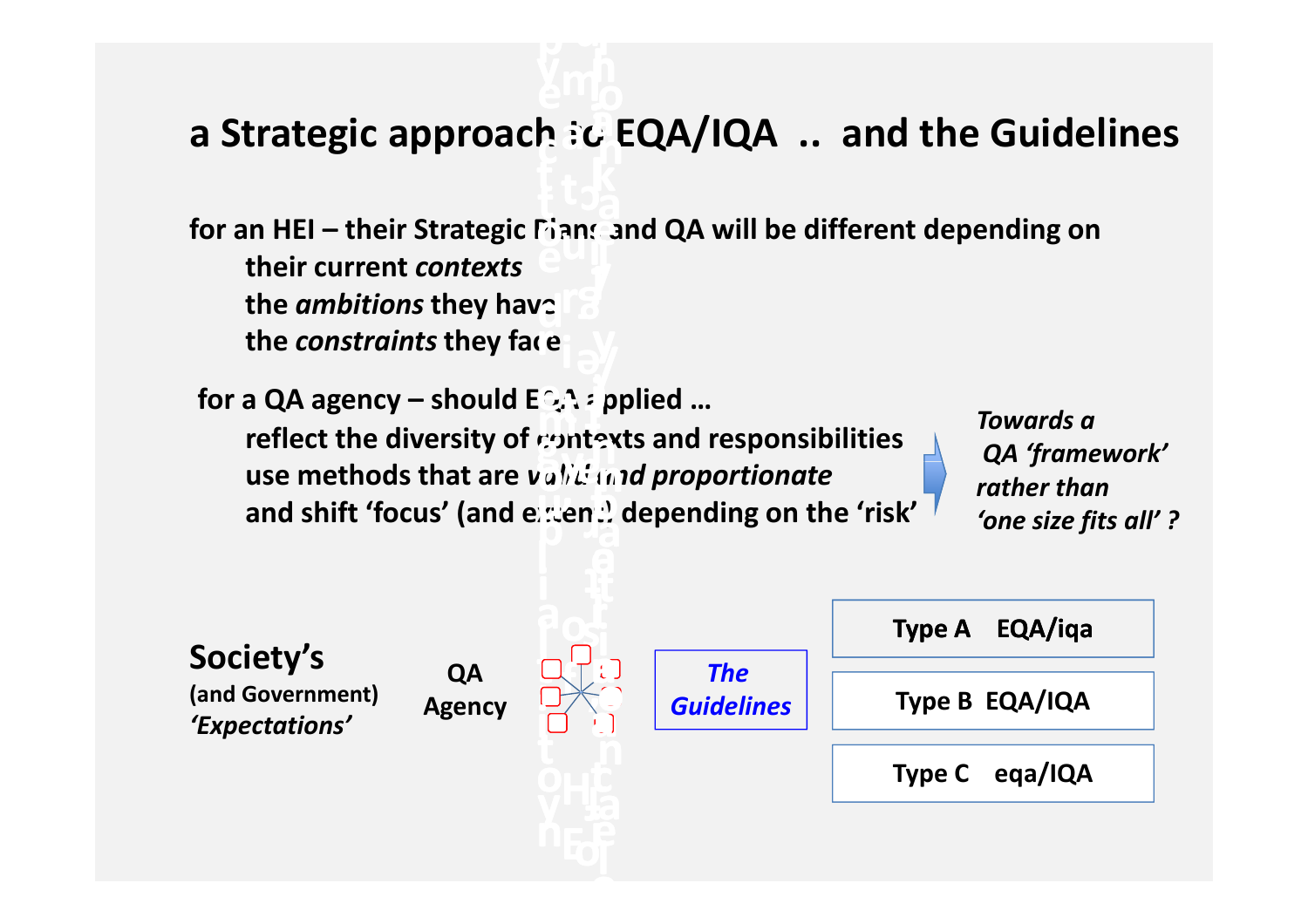# a Strategic approach to EQA/IQA .. and the Guidelines

**for an HEI – their Strategic Plans and QA will be different depending on**

- **their current *contexts***
- **the *ambitions* they have**
- **the *constraints* they face**

**for a QA agency – should EQA applied …**

- **reflect the diversity of contexts and responsibilities**
- **use methods that are *valid and proportionate***
- **and shift 'focus' (and extent) depending on the 'risk'**

***Towards a QA 'framework' rather than 'one size fits all' ?***

**Society's**
**(and Government)**
***'Expectations'***

**QA Agency**

***The Guidelines***

| |
|---|
| **Type A EQA/iqa** |
| **Type B EQA/IQA** |
| **Type C eqa/IQA** |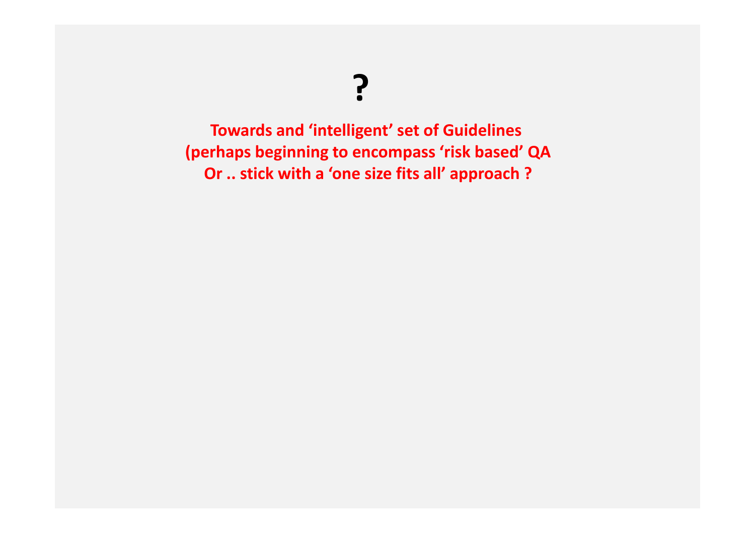# ?

**Towards and 'intelligent' set of Guidelines**
**(perhaps beginning to encompass 'risk based' QA**
**Or .. stick with a 'one size fits all' approach ?**